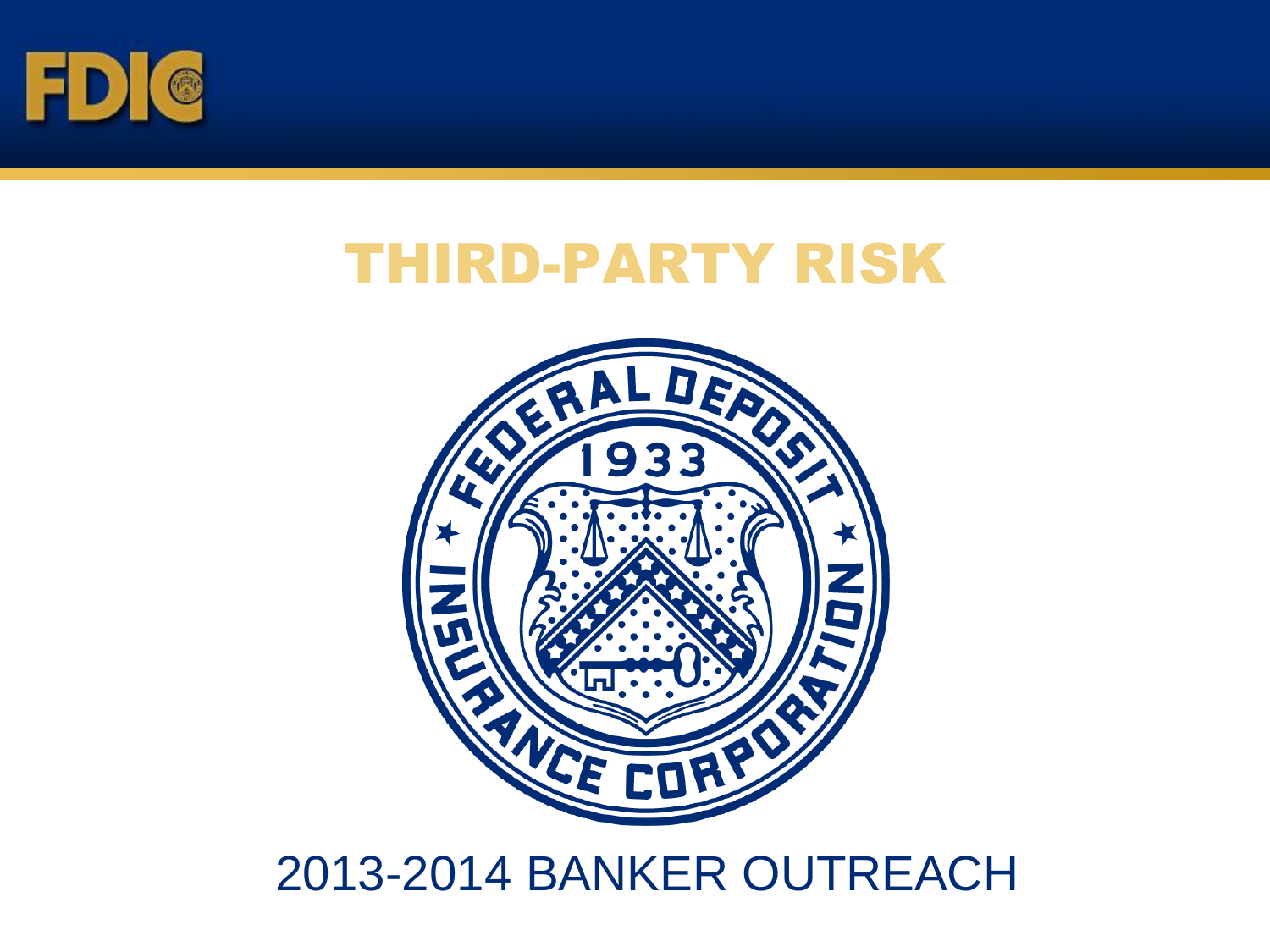# THIRD-PARTY RISK

2013-2014 BANKER OUTREACH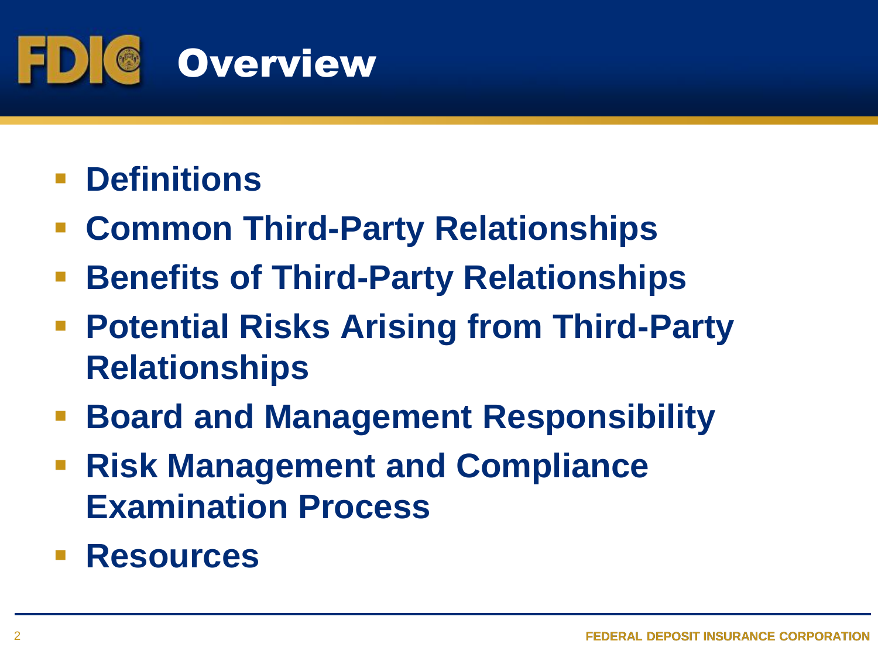# Overview

- Definitions
- Common Third-Party Relationships
- Benefits of Third-Party Relationships
- Potential Risks Arising from Third-Party Relationships
- Board and Management Responsibility
- Risk Management and Compliance Examination Process
- Resources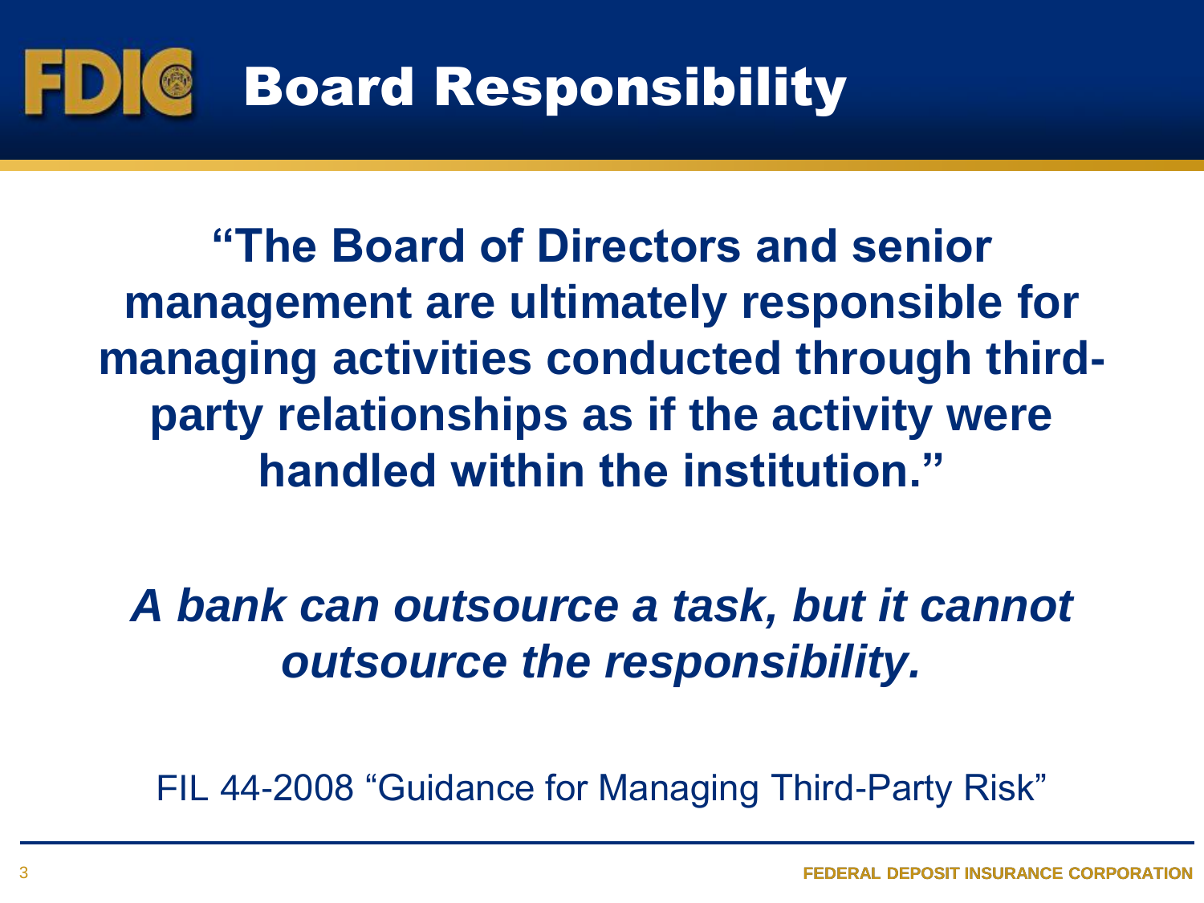# Board Responsibility

**"The Board of Directors and senior management are ultimately responsible for managing activities conducted through third-party relationships as if the activity were handled within the institution."**

***A bank can outsource a task, but it cannot outsource the responsibility.***

FIL 44-2008 "Guidance for Managing Third-Party Risk"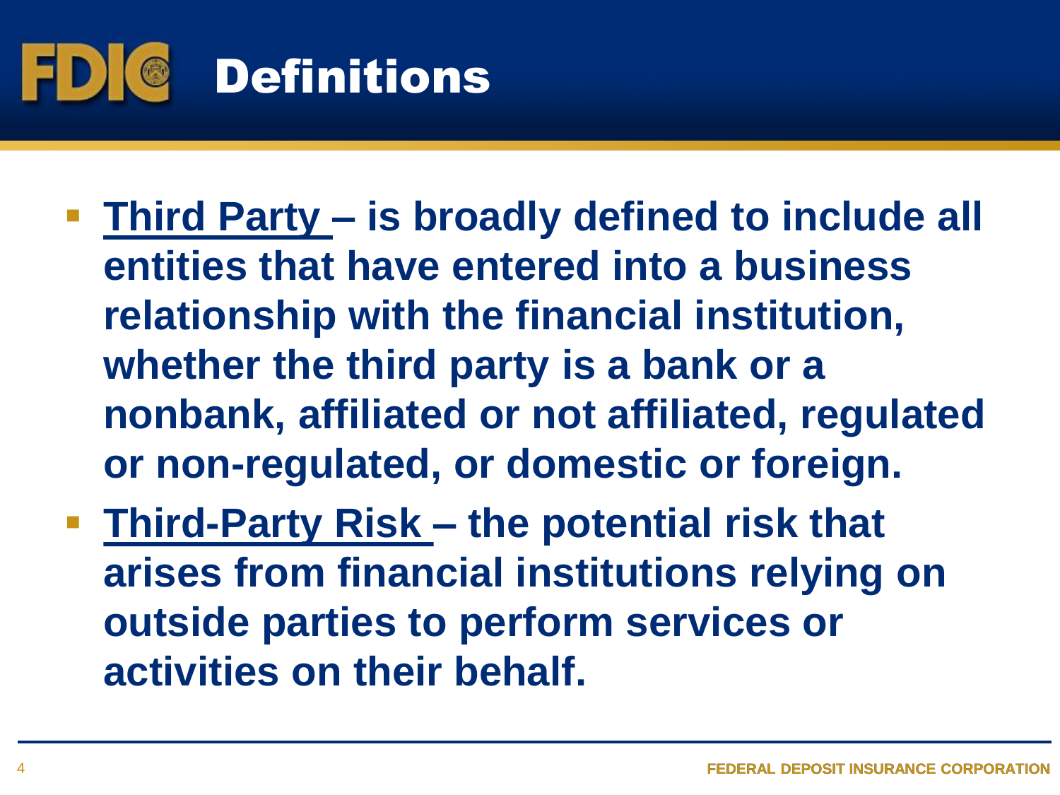# Definitions

- **Third Party – is broadly defined to include all entities that have entered into a business relationship with the financial institution, whether the third party is a bank or a nonbank, affiliated or not affiliated, regulated or non-regulated, or domestic or foreign.**
- **Third-Party Risk – the potential risk that arises from financial institutions relying on outside parties to perform services or activities on their behalf.**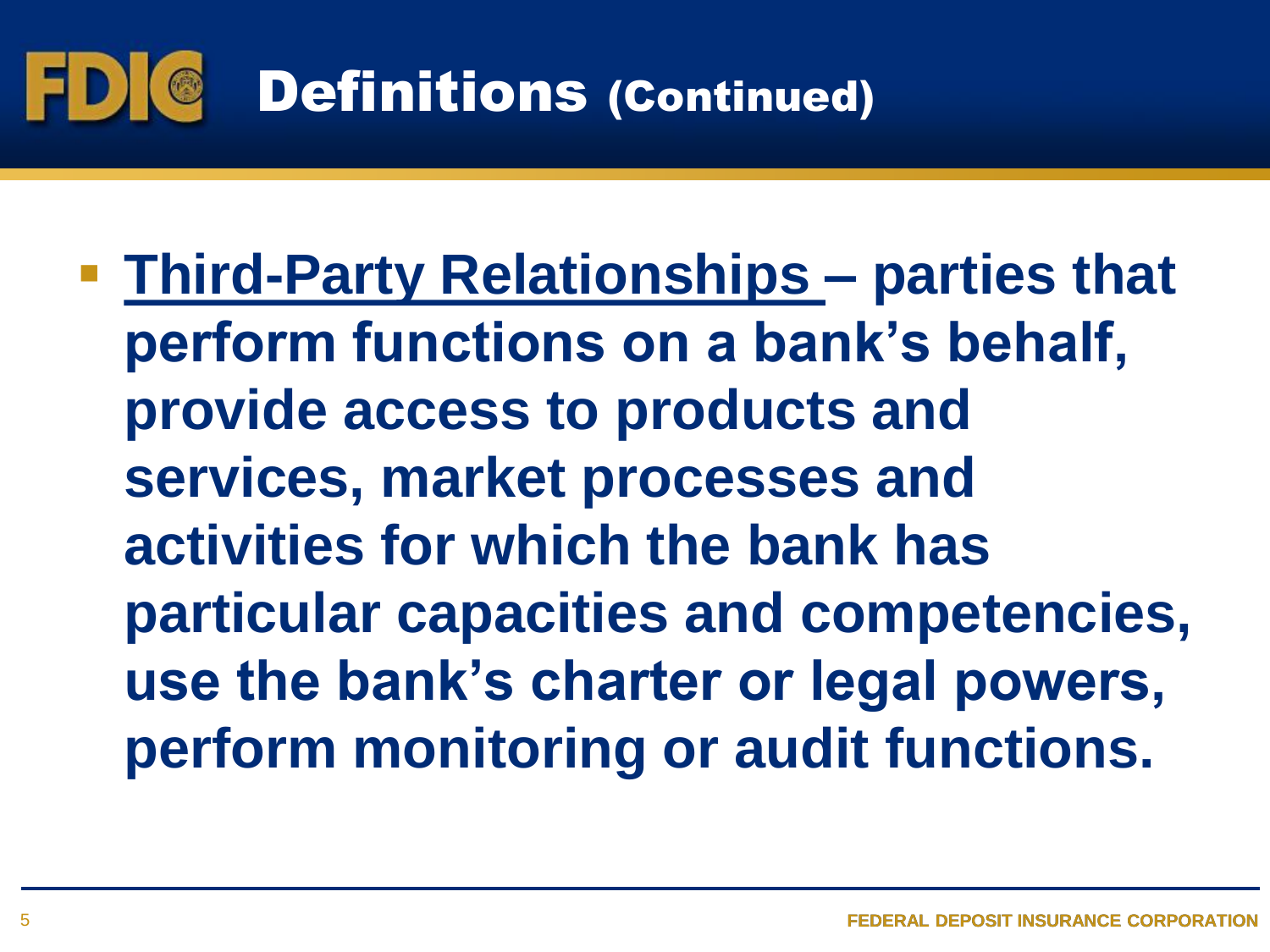# Definitions (Continued)

- **Third-Party Relationships – parties that perform functions on a bank's behalf, provide access to products and services, market processes and activities for which the bank has particular capacities and competencies, use the bank's charter or legal powers, perform monitoring or audit functions.**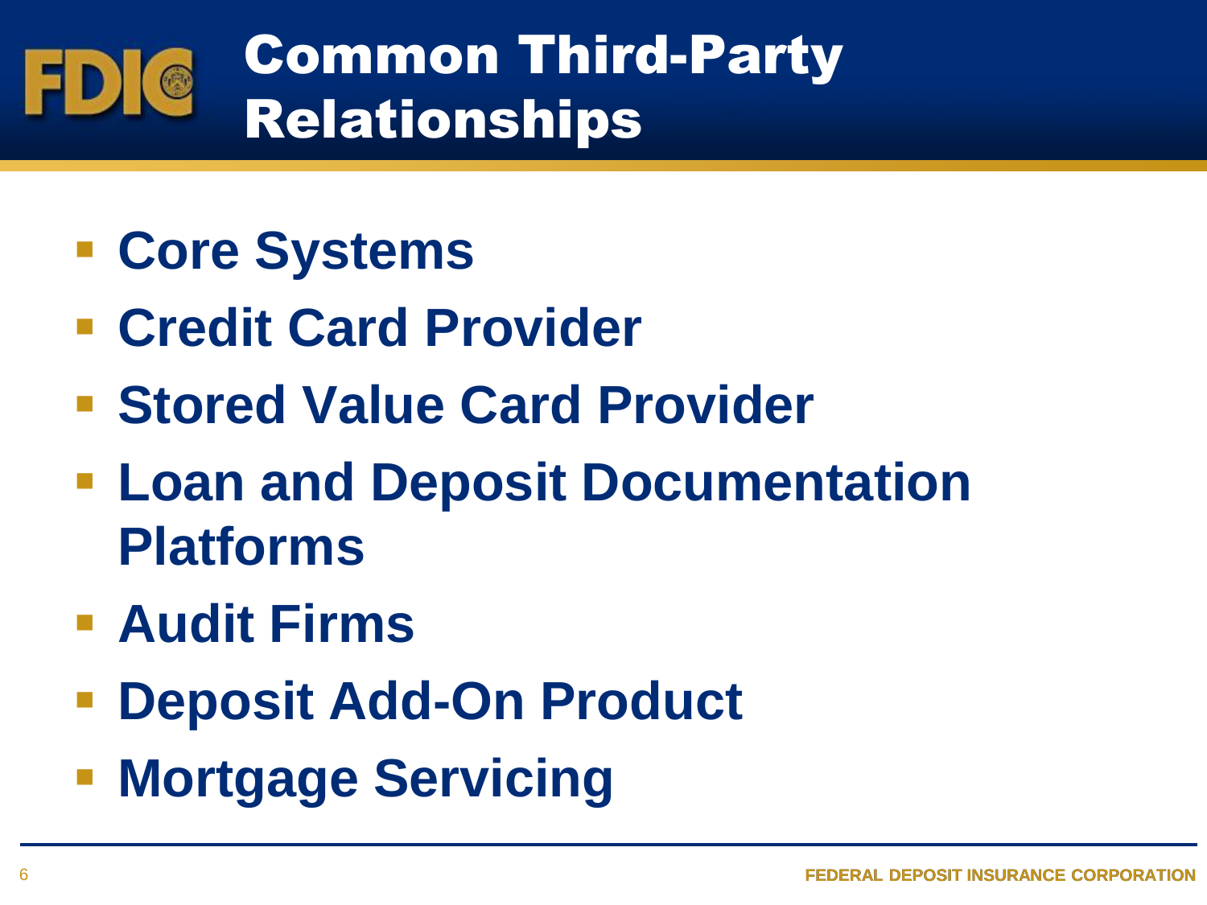# Common Third-Party Relationships

- Core Systems
- Credit Card Provider
- Stored Value Card Provider
- Loan and Deposit Documentation Platforms
- Audit Firms
- Deposit Add-On Product
- Mortgage Servicing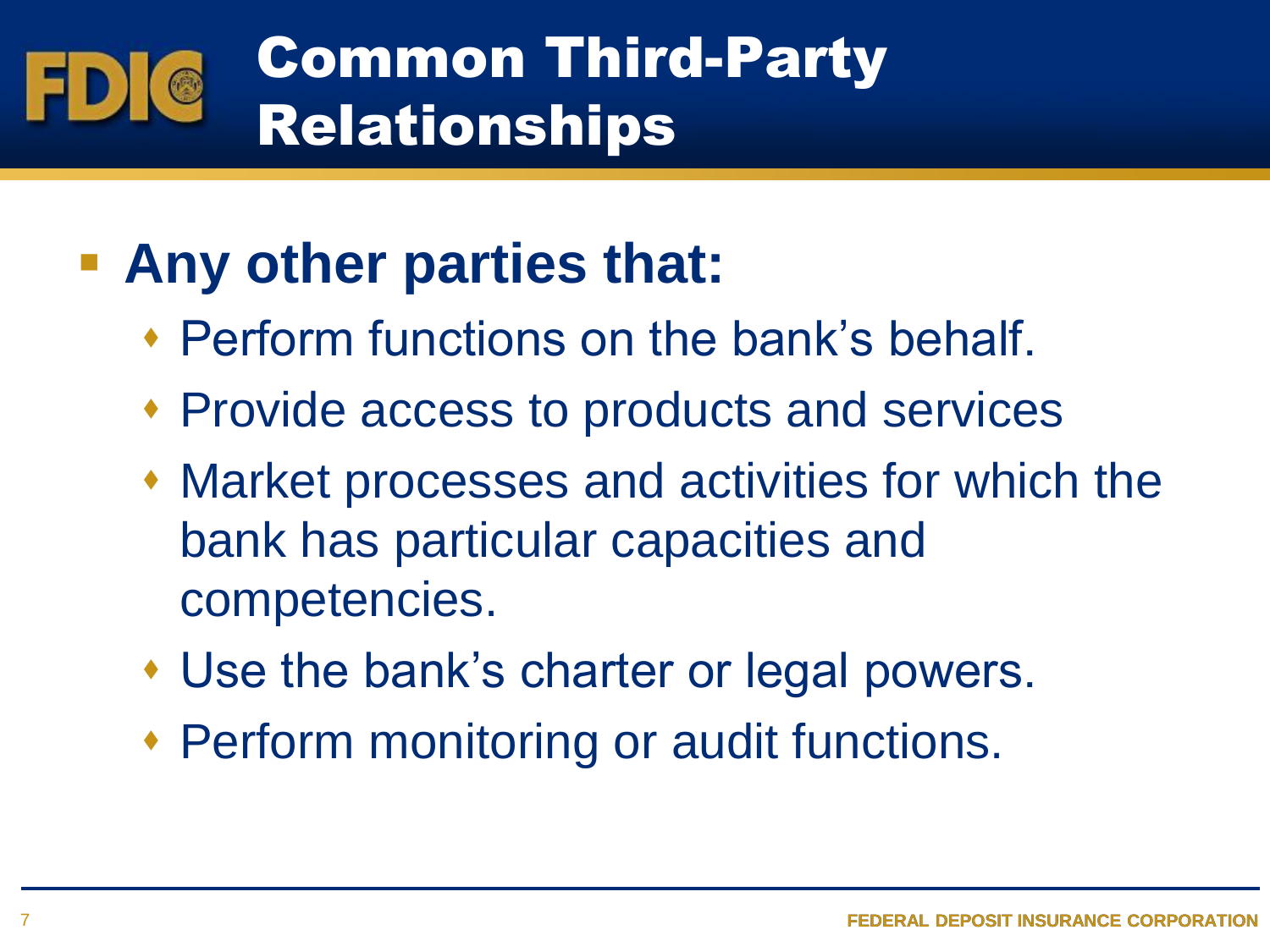# Common Third-Party Relationships

- **Any other parties that:**
  - Perform functions on the bank's behalf.
  - Provide access to products and services
  - Market processes and activities for which the bank has particular capacities and competencies.
  - Use the bank's charter or legal powers.
  - Perform monitoring or audit functions.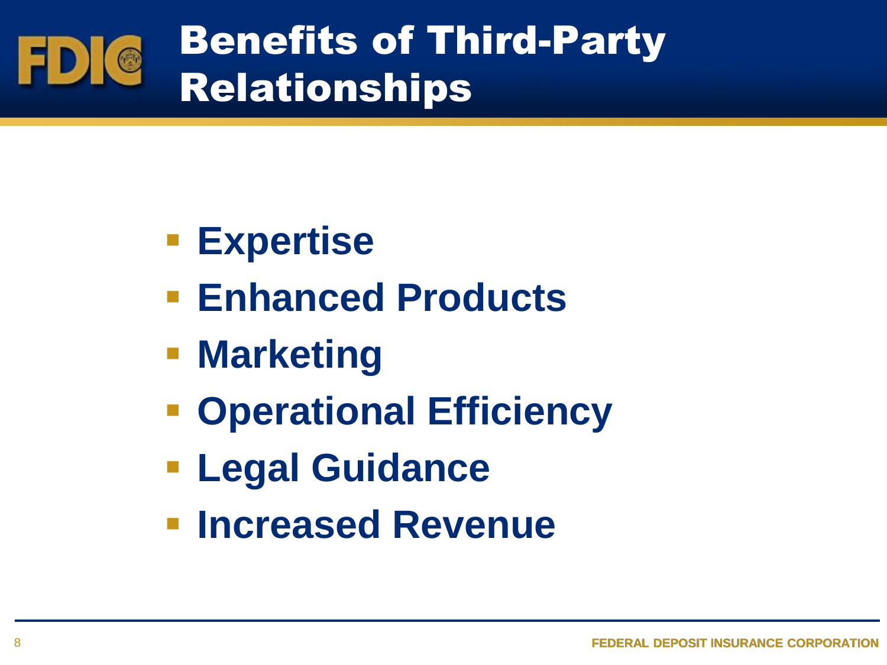# Benefits of Third-Party Relationships

- **Expertise**
- **Enhanced Products**
- **Marketing**
- **Operational Efficiency**
- **Legal Guidance**
- **Increased Revenue**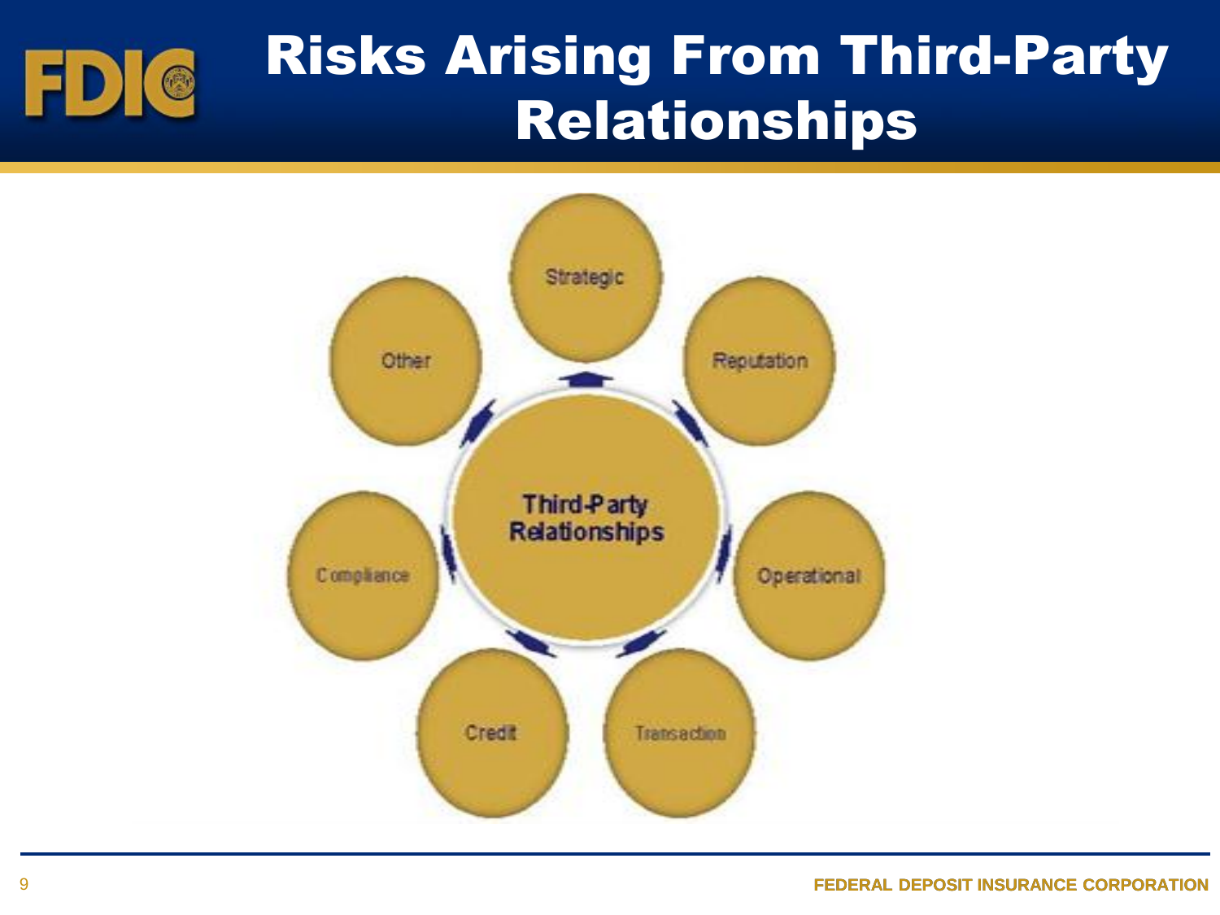# Risks Arising From Third-Party Relationships

Third-Party Relationships

- Strategic
- Reputation
- Operational
- Transaction
- Credit
- Compliance
- Other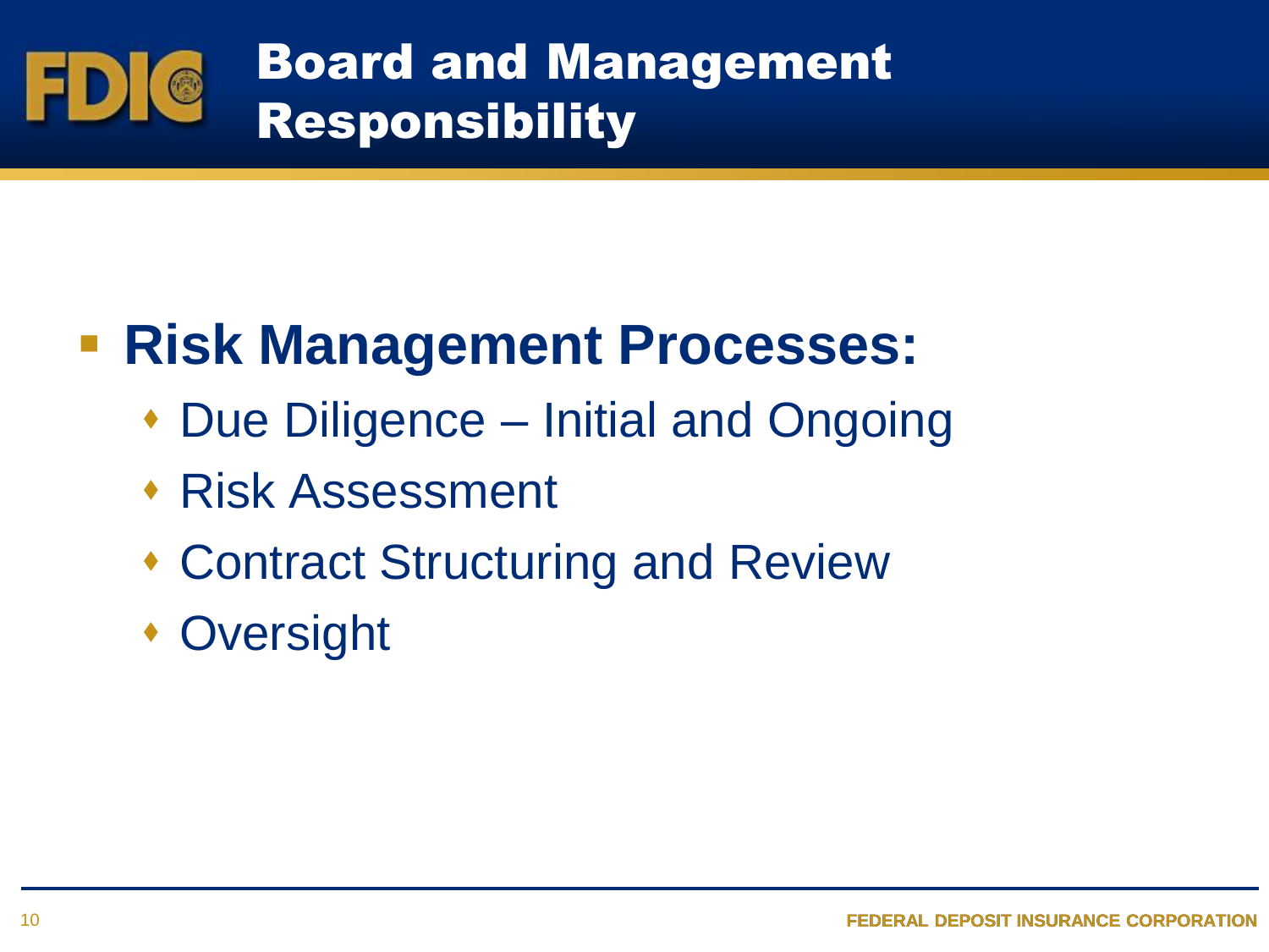# Board and Management Responsibility

- **Risk Management Processes:**
  - Due Diligence – Initial and Ongoing
  - Risk Assessment
  - Contract Structuring and Review
  - Oversight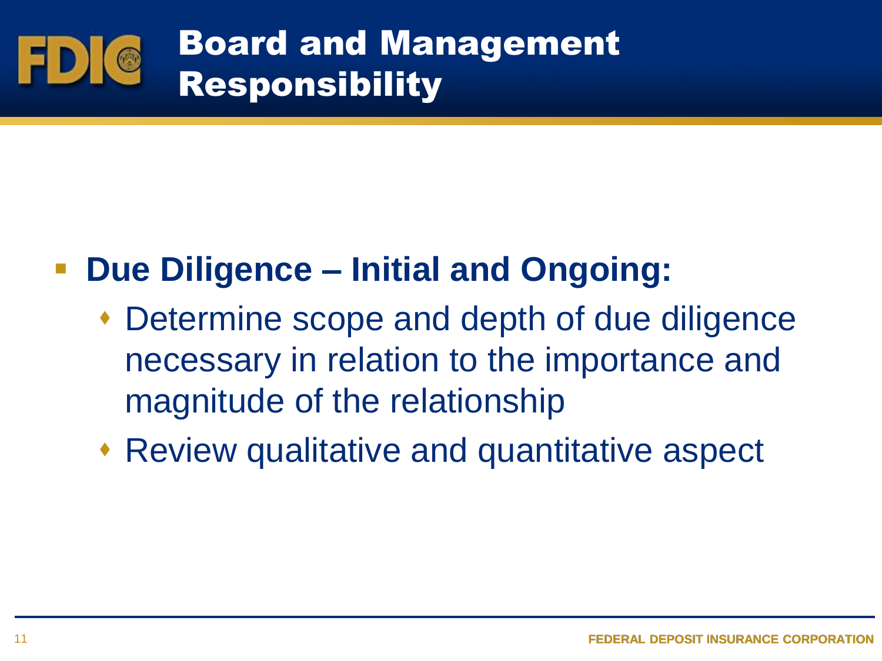# Board and Management Responsibility

- **Due Diligence – Initial and Ongoing:**
  - Determine scope and depth of due diligence necessary in relation to the importance and magnitude of the relationship
  - Review qualitative and quantitative aspect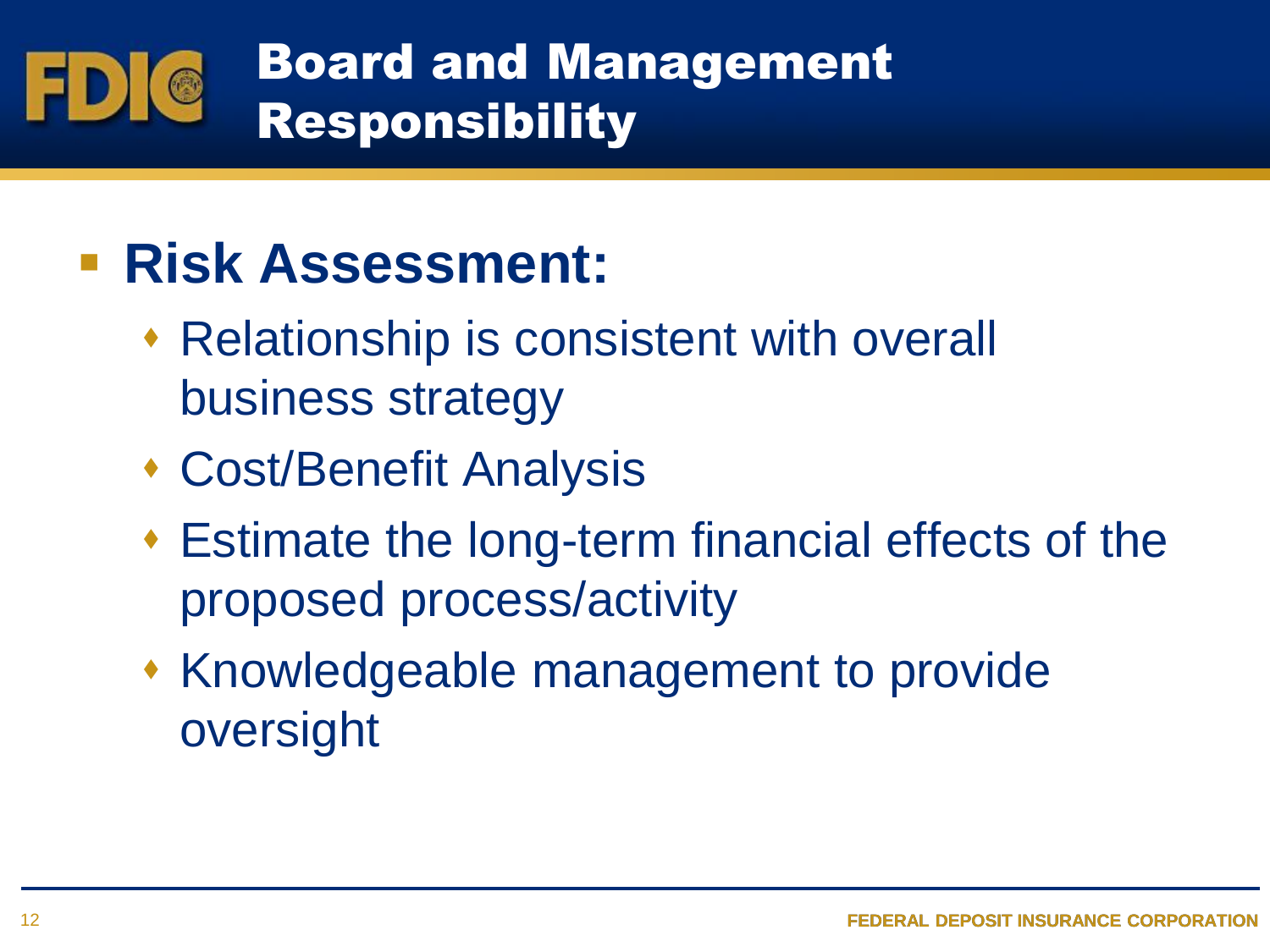# Board and Management Responsibility

- **Risk Assessment:**
  - Relationship is consistent with overall business strategy
  - Cost/Benefit Analysis
  - Estimate the long-term financial effects of the proposed process/activity
  - Knowledgeable management to provide oversight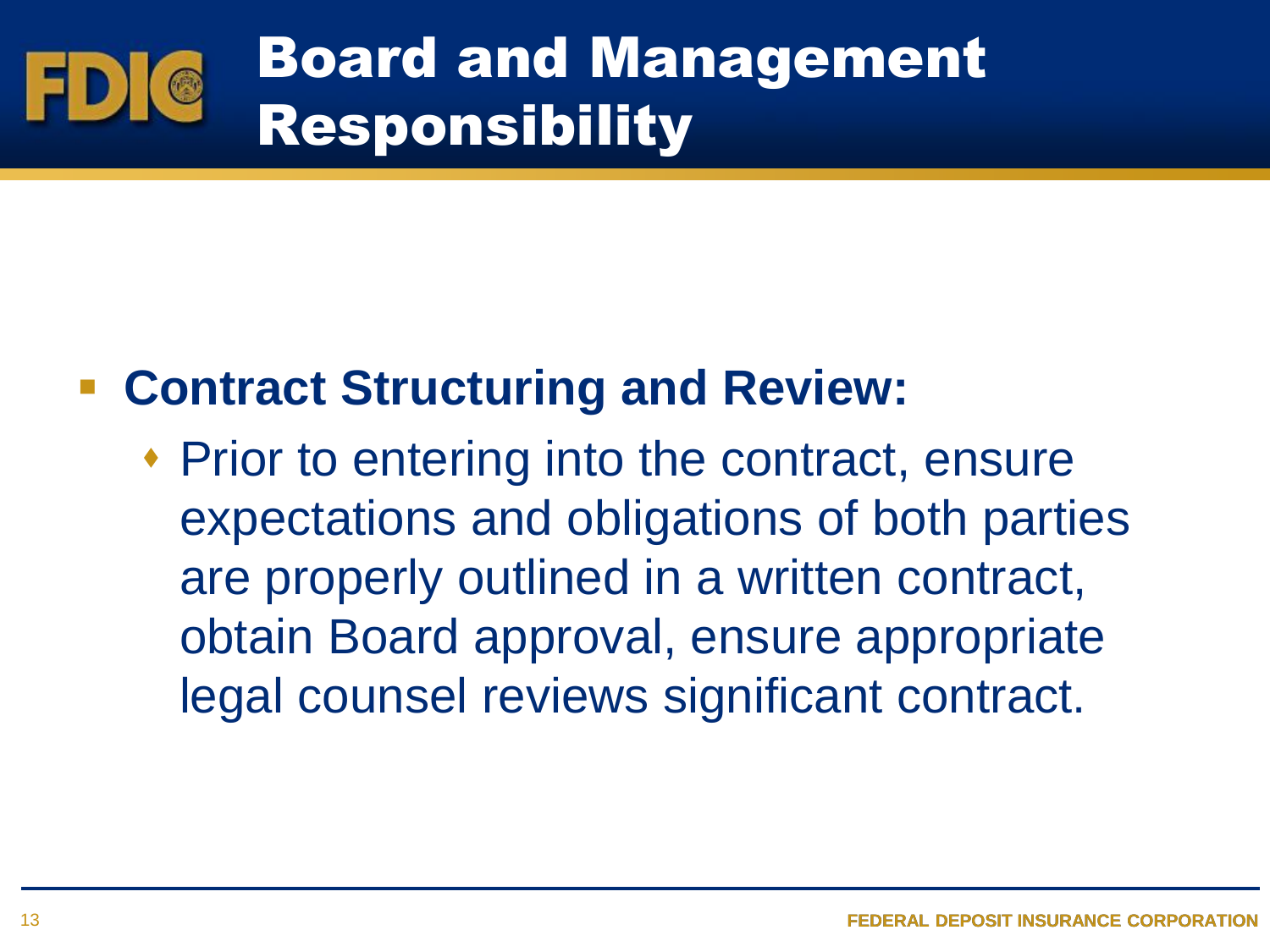# Board and Management Responsibility

- **Contract Structuring and Review:**
  - Prior to entering into the contract, ensure expectations and obligations of both parties are properly outlined in a written contract, obtain Board approval, ensure appropriate legal counsel reviews significant contract.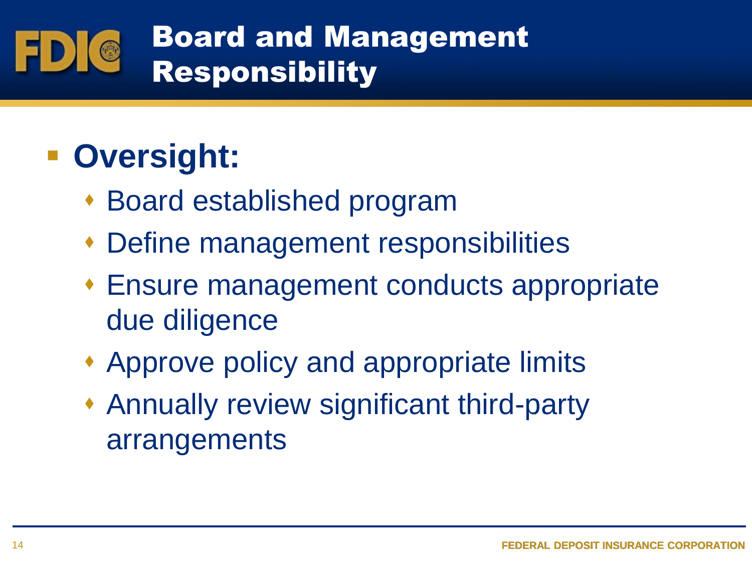# Board and Management Responsibility

- **Oversight:**
  - Board established program
  - Define management responsibilities
  - Ensure management conducts appropriate due diligence
  - Approve policy and appropriate limits
  - Annually review significant third-party arrangements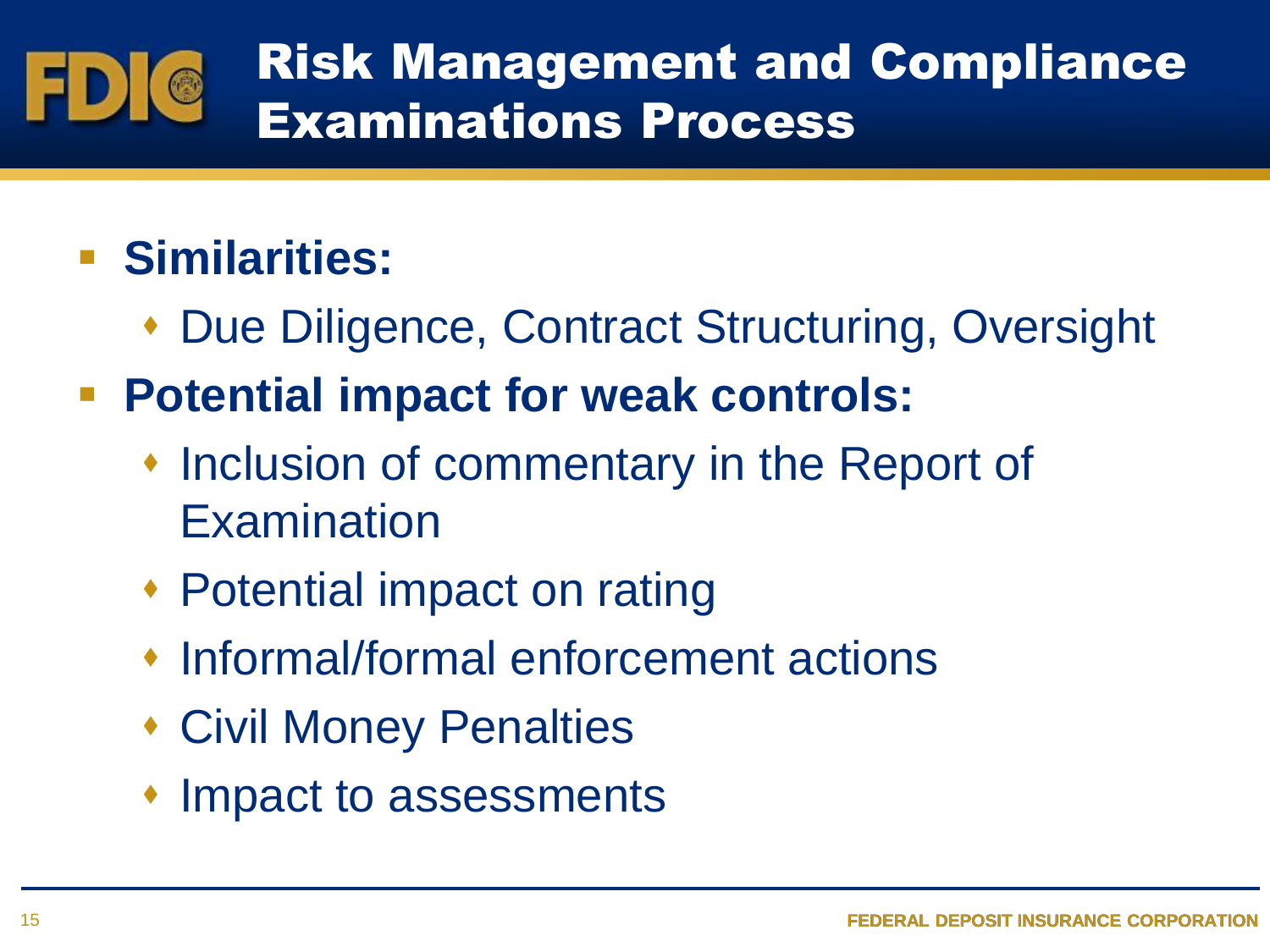# Risk Management and Compliance Examinations Process

- **Similarities:**
  - Due Diligence, Contract Structuring, Oversight
- **Potential impact for weak controls:**
  - Inclusion of commentary in the Report of Examination
  - Potential impact on rating
  - Informal/formal enforcement actions
  - Civil Money Penalties
  - Impact to assessments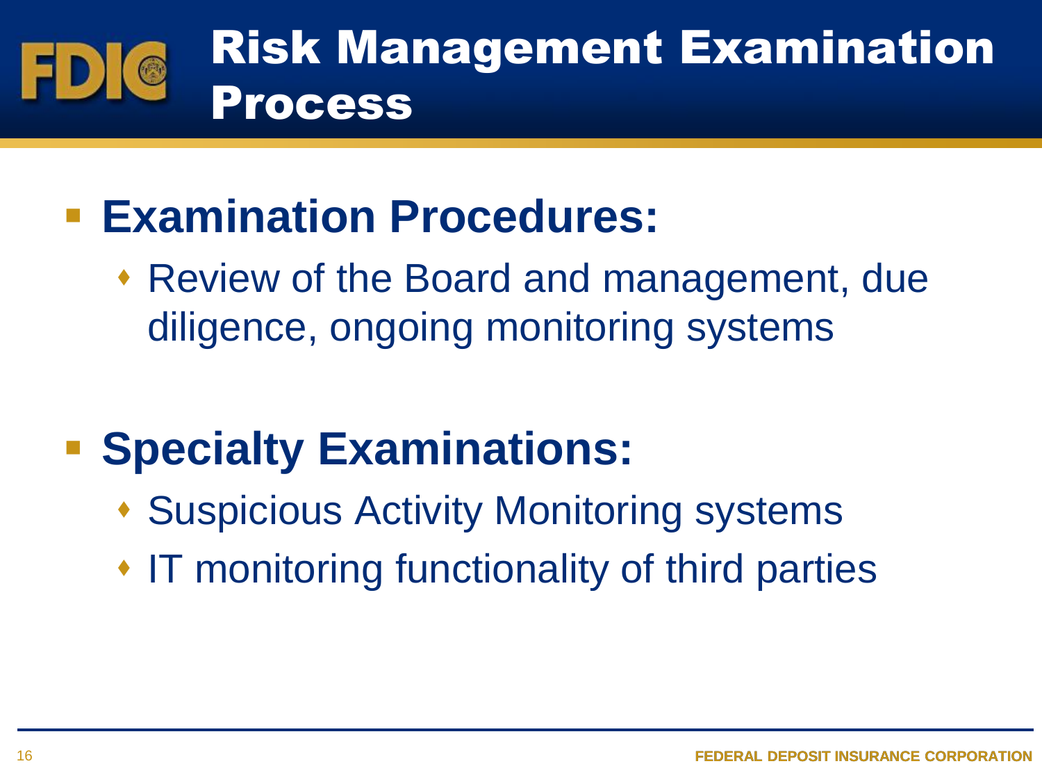# Risk Management Examination Process

- **Examination Procedures:**
  - Review of the Board and management, due diligence, ongoing monitoring systems

- **Specialty Examinations:**
  - Suspicious Activity Monitoring systems
  - IT monitoring functionality of third parties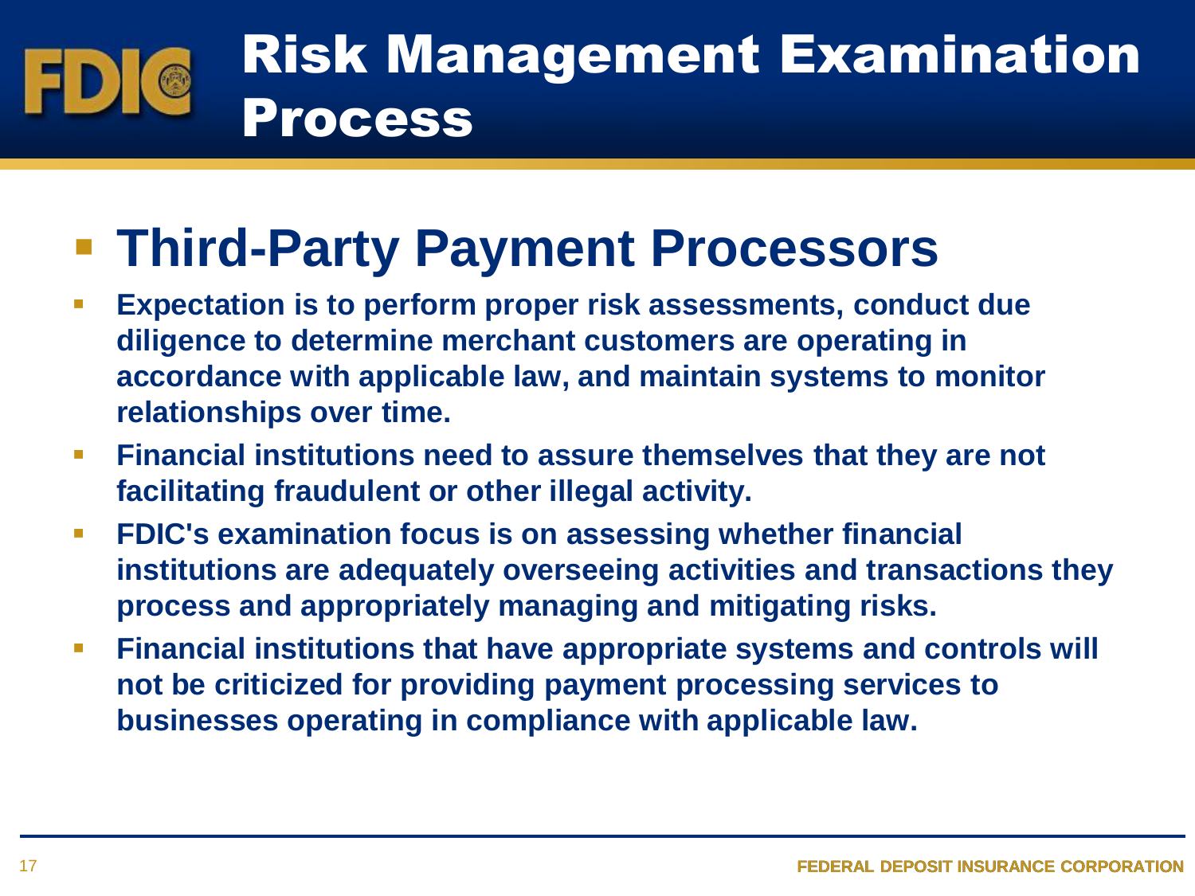# Risk Management Examination Process

## Third-Party Payment Processors

- **Expectation is to perform proper risk assessments, conduct due diligence to determine merchant customers are operating in accordance with applicable law, and maintain systems to monitor relationships over time.**
- **Financial institutions need to assure themselves that they are not facilitating fraudulent or other illegal activity.**
- **FDIC's examination focus is on assessing whether financial institutions are adequately overseeing activities and transactions they process and appropriately managing and mitigating risks.**
- **Financial institutions that have appropriate systems and controls will not be criticized for providing payment processing services to businesses operating in compliance with applicable law.**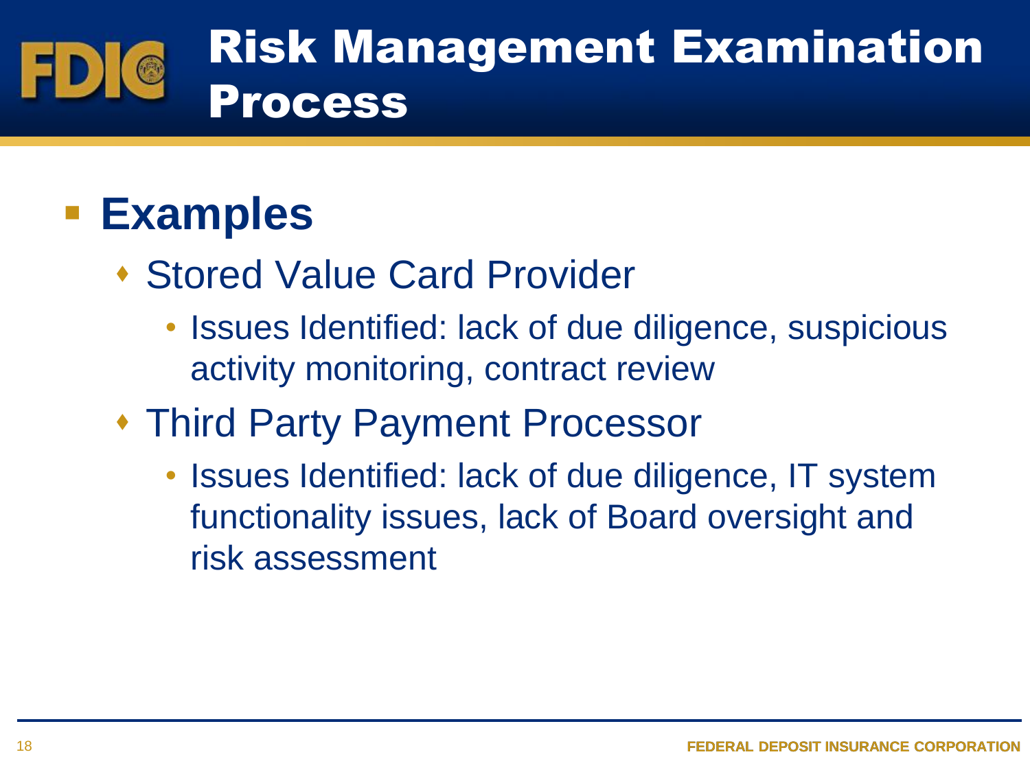# Risk Management Examination Process

- **Examples**
  - Stored Value Card Provider
    - Issues Identified: lack of due diligence, suspicious activity monitoring, contract review
  - Third Party Payment Processor
    - Issues Identified: lack of due diligence, IT system functionality issues, lack of Board oversight and risk assessment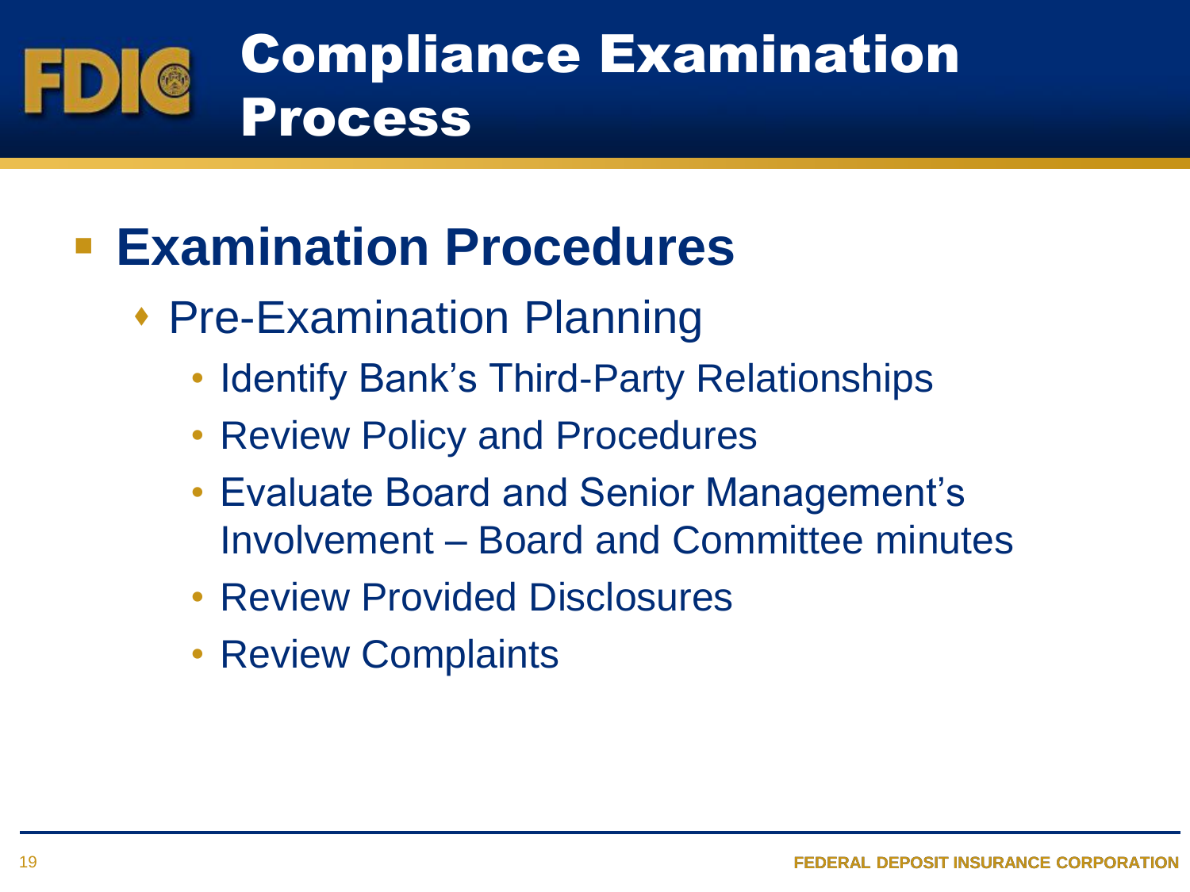# Compliance Examination Process

- **Examination Procedures**
  - Pre-Examination Planning
    - Identify Bank's Third-Party Relationships
    - Review Policy and Procedures
    - Evaluate Board and Senior Management's Involvement – Board and Committee minutes
    - Review Provided Disclosures
    - Review Complaints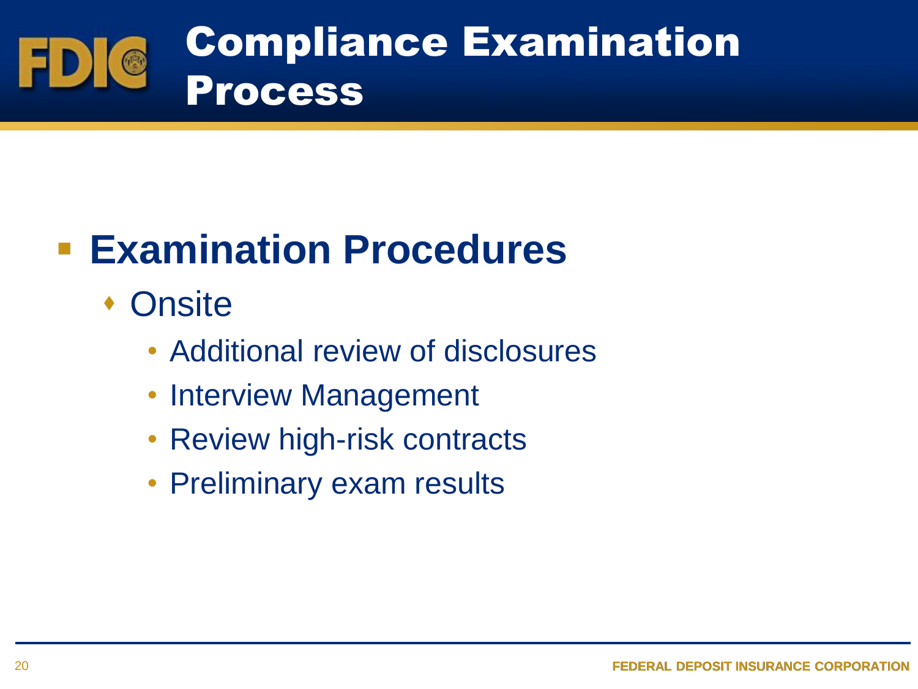# Compliance Examination Process

- **Examination Procedures**
  - Onsite
    - Additional review of disclosures
    - Interview Management
    - Review high-risk contracts
    - Preliminary exam results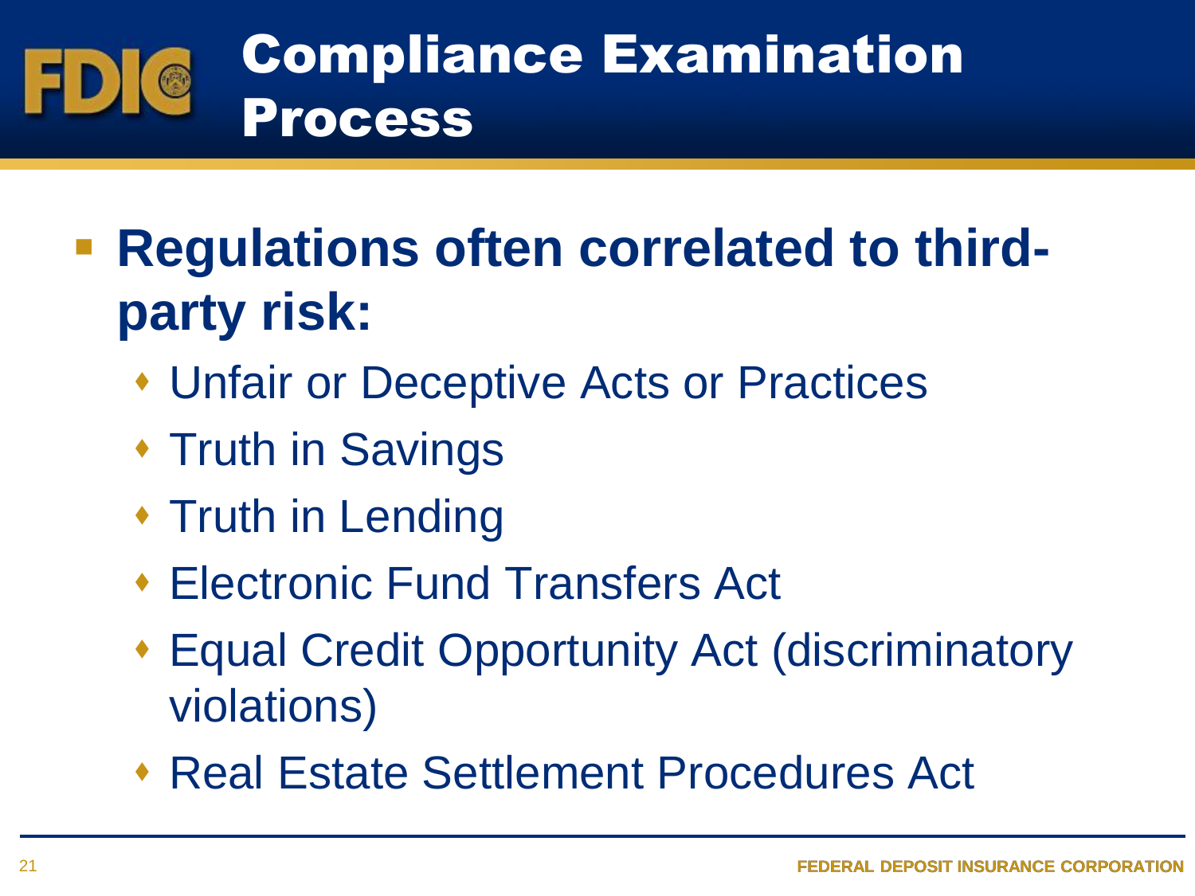# Compliance Examination Process

- **Regulations often correlated to third-party risk:**
  - Unfair or Deceptive Acts or Practices
  - Truth in Savings
  - Truth in Lending
  - Electronic Fund Transfers Act
  - Equal Credit Opportunity Act (discriminatory violations)
  - Real Estate Settlement Procedures Act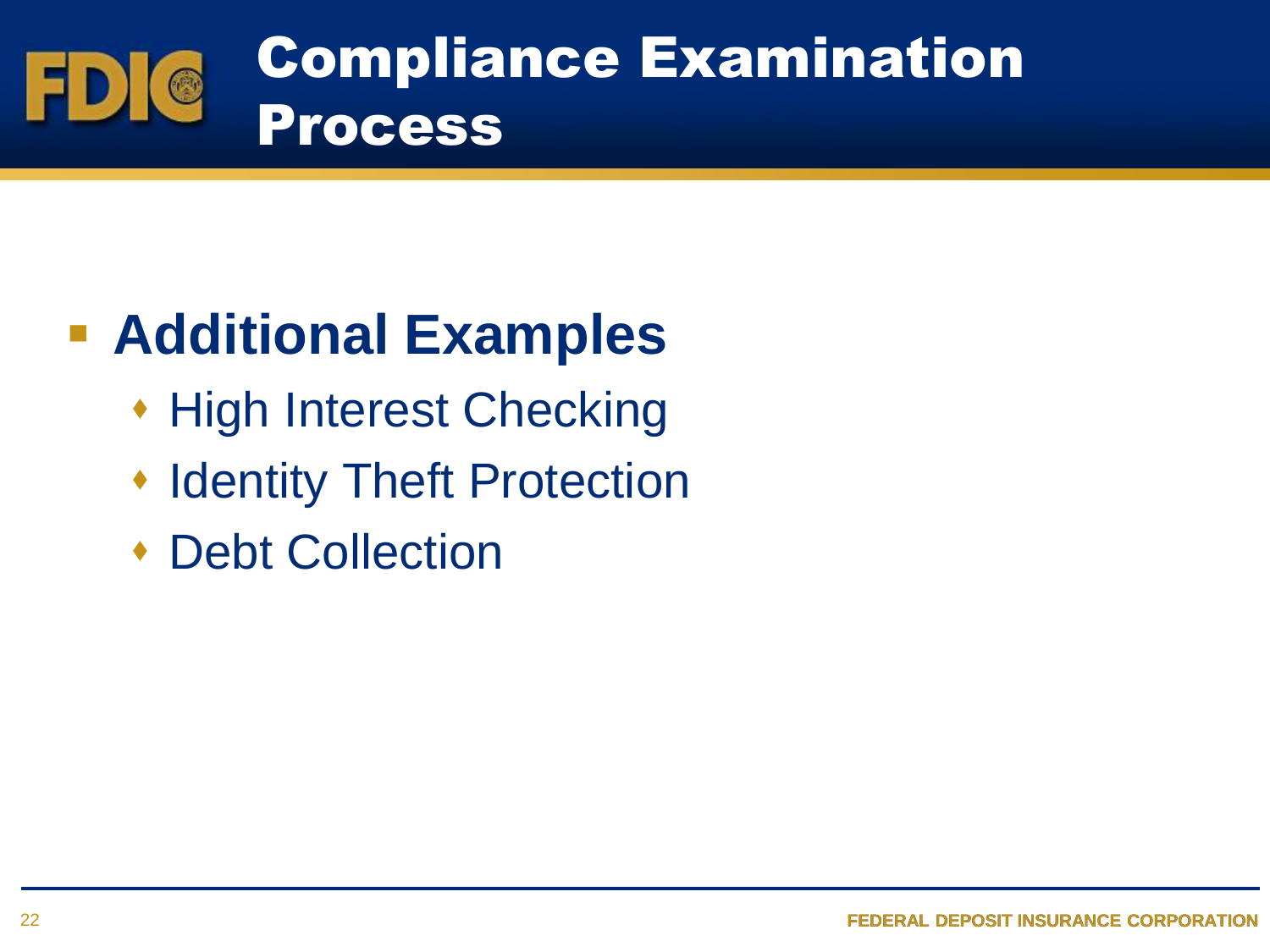# Compliance Examination Process

- **Additional Examples**
  - High Interest Checking
  - Identity Theft Protection
  - Debt Collection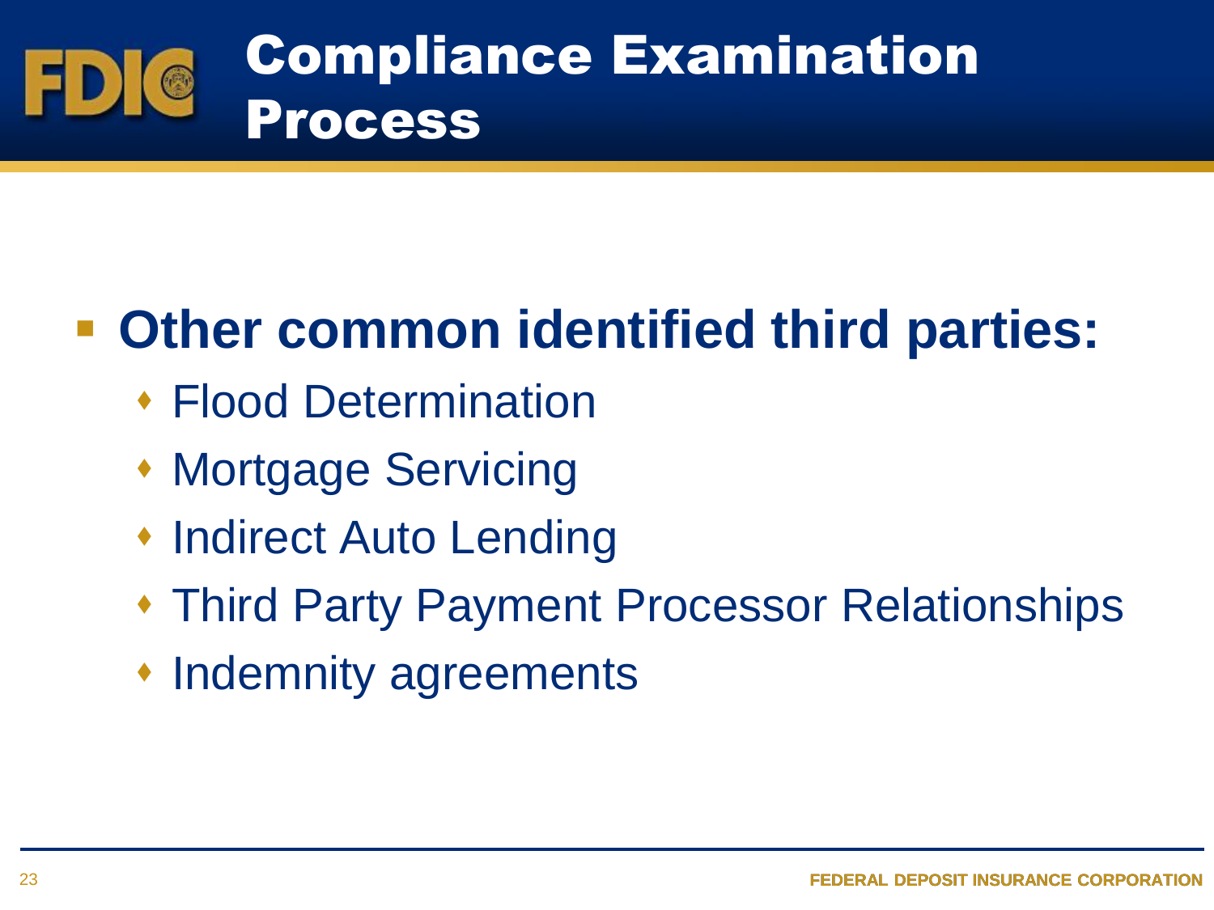# Compliance Examination Process

- **Other common identified third parties:**
  - Flood Determination
  - Mortgage Servicing
  - Indirect Auto Lending
  - Third Party Payment Processor Relationships
  - Indemnity agreements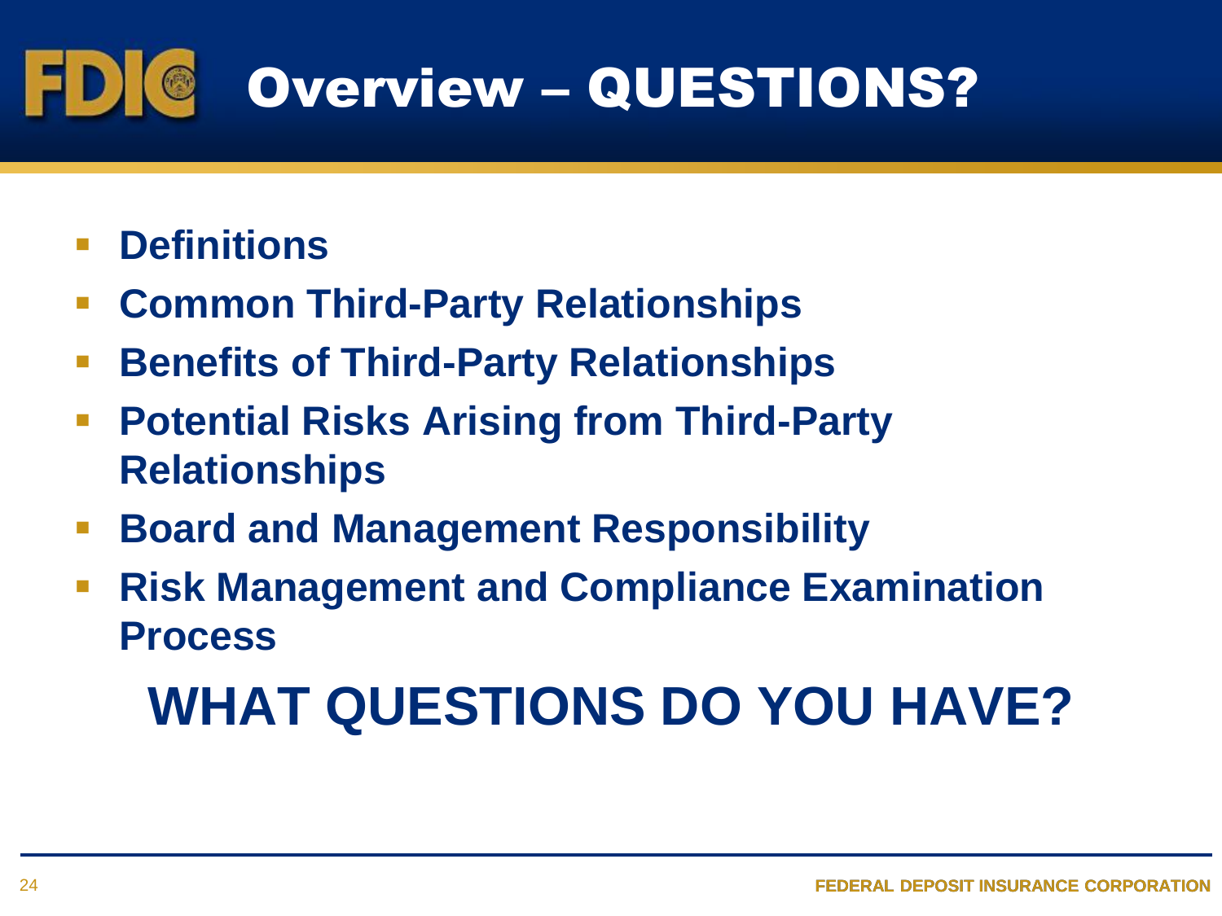# Overview – QUESTIONS?

- **Definitions**
- **Common Third-Party Relationships**
- **Benefits of Third-Party Relationships**
- **Potential Risks Arising from Third-Party Relationships**
- **Board and Management Responsibility**
- **Risk Management and Compliance Examination Process**

## WHAT QUESTIONS DO YOU HAVE?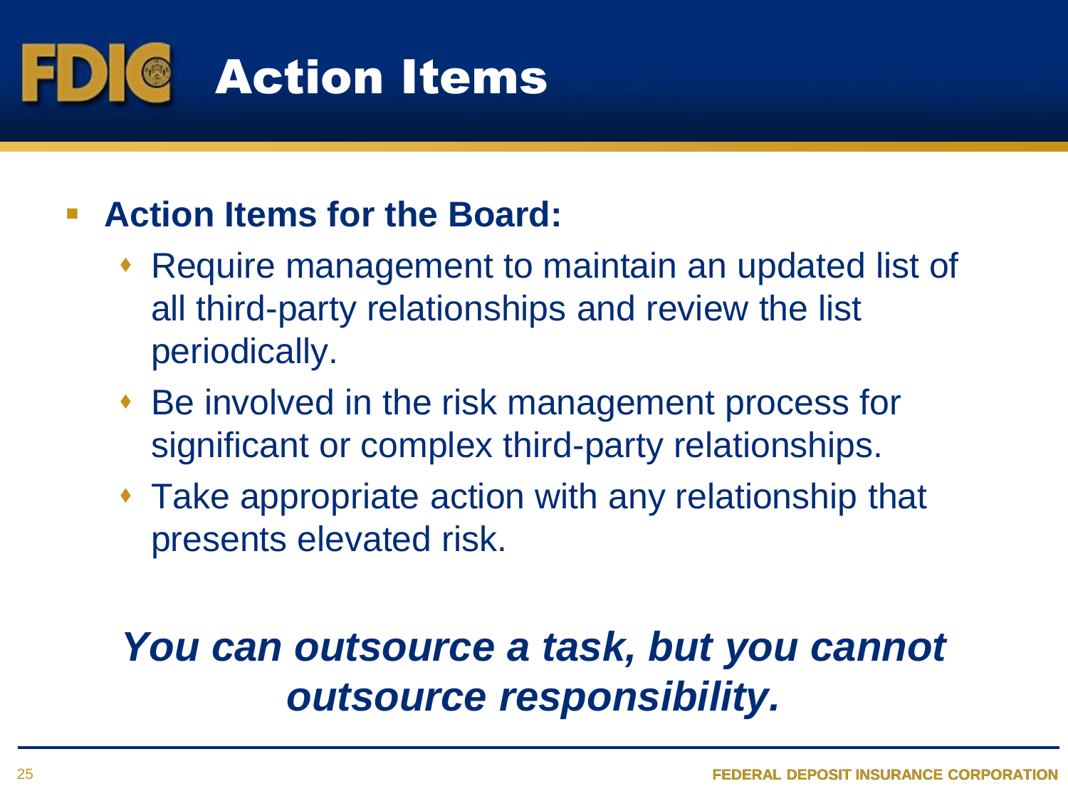# Action Items

- **Action Items for the Board:**
  - Require management to maintain an updated list of all third-party relationships and review the list periodically.
  - Be involved in the risk management process for significant or complex third-party relationships.
  - Take appropriate action with any relationship that presents elevated risk.

***You can outsource a task, but you cannot outsource responsibility.***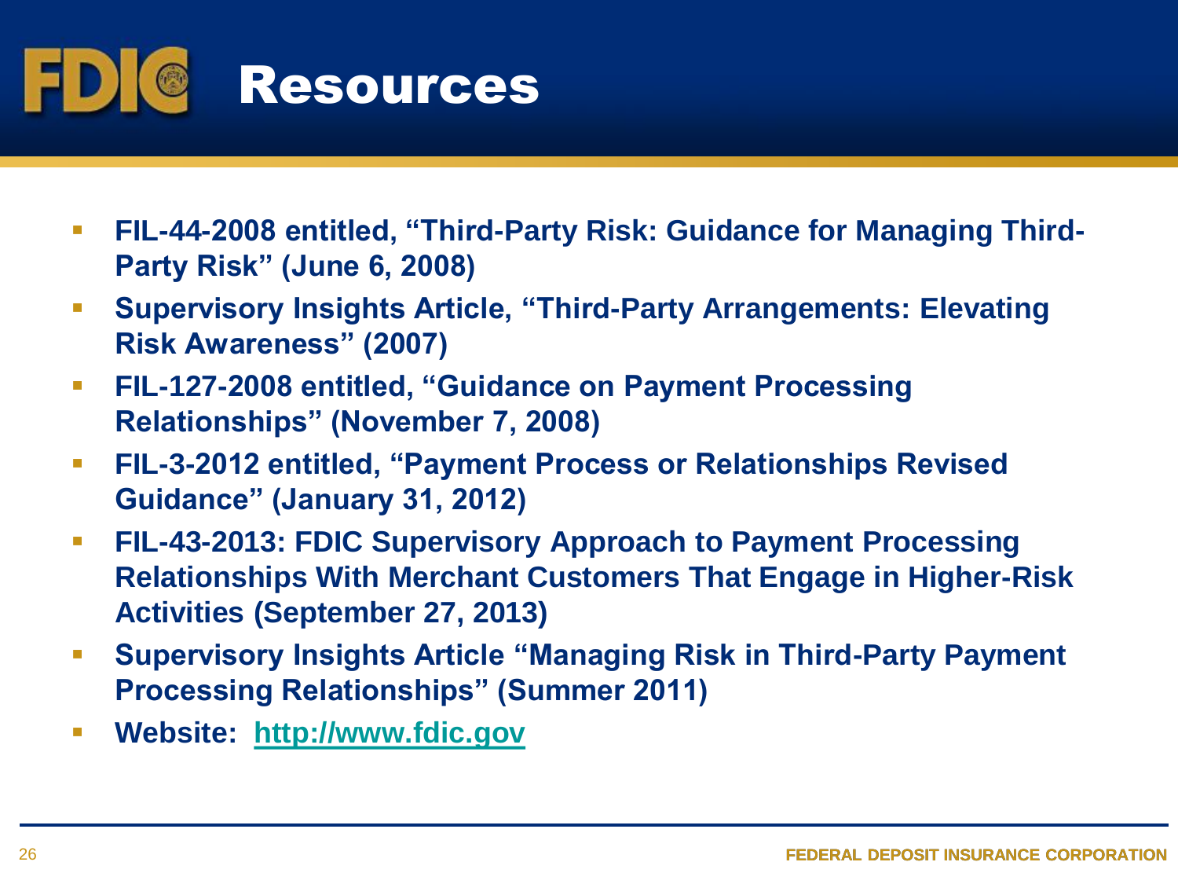# Resources

- **FIL-44-2008 entitled, "Third-Party Risk: Guidance for Managing Third-Party Risk" (June 6, 2008)**
- **Supervisory Insights Article, "Third-Party Arrangements: Elevating Risk Awareness" (2007)**
- **FIL-127-2008 entitled, "Guidance on Payment Processing Relationships" (November 7, 2008)**
- **FIL-3-2012 entitled, "Payment Process or Relationships Revised Guidance" (January 31, 2012)**
- **FIL-43-2013: FDIC Supervisory Approach to Payment Processing Relationships With Merchant Customers That Engage in Higher-Risk Activities (September 27, 2013)**
- **Supervisory Insights Article "Managing Risk in Third-Party Payment Processing Relationships" (Summer 2011)**
- **Website: [http://www.fdic.gov](http://www.fdic.gov)**